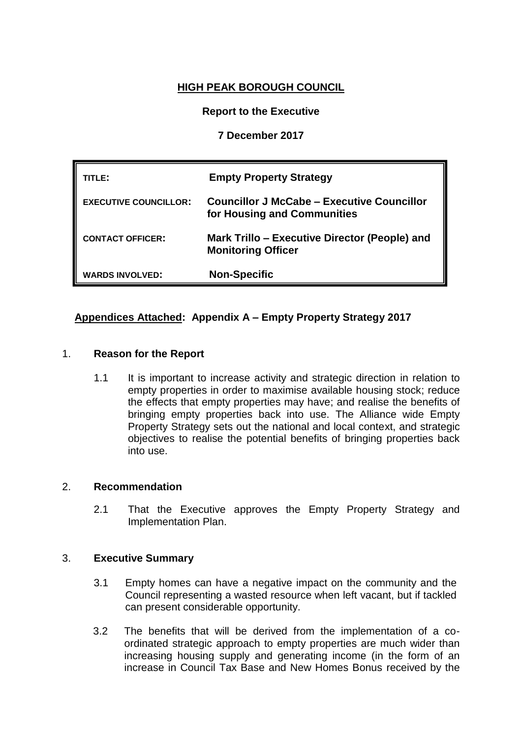# HIGH PEAK BOROUGH COUNCIL

**Report to the Executive**

**7 December 2017**

| | |
|---|---|
| **TITLE:** | **Empty Property Strategy** |
| **EXECUTIVE COUNCILLOR:** | **Councillor J McCabe – Executive Councillor for Housing and Communities** |
| **CONTACT OFFICER:** | **Mark Trillo – Executive Director (People) and Monitoring Officer** |
| **WARDS INVOLVED:** | **Non-Specific** |

**Appendices Attached: Appendix A – Empty Property Strategy 2017**

## 1. Reason for the Report

1.1 It is important to increase activity and strategic direction in relation to empty properties in order to maximise available housing stock; reduce the effects that empty properties may have; and realise the benefits of bringing empty properties back into use. The Alliance wide Empty Property Strategy sets out the national and local context, and strategic objectives to realise the potential benefits of bringing properties back into use.

## 2. Recommendation

2.1 That the Executive approves the Empty Property Strategy and Implementation Plan.

## 3. Executive Summary

3.1 Empty homes can have a negative impact on the community and the Council representing a wasted resource when left vacant, but if tackled can present considerable opportunity.

3.2 The benefits that will be derived from the implementation of a co-ordinated strategic approach to empty properties are much wider than increasing housing supply and generating income (in the form of an increase in Council Tax Base and New Homes Bonus received by the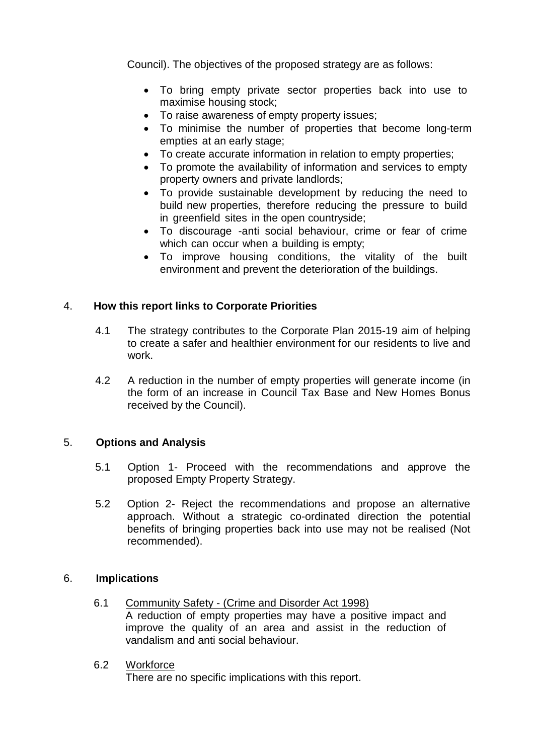Council). The objectives of the proposed strategy are as follows:

- To bring empty private sector properties back into use to maximise housing stock;
- To raise awareness of empty property issues;
- To minimise the number of properties that become long-term empties at an early stage;
- To create accurate information in relation to empty properties;
- To promote the availability of information and services to empty property owners and private landlords;
- To provide sustainable development by reducing the need to build new properties, therefore reducing the pressure to build in greenfield sites in the open countryside;
- To discourage -anti social behaviour, crime or fear of crime which can occur when a building is empty;
- To improve housing conditions, the vitality of the built environment and prevent the deterioration of the buildings.

## 4. How this report links to Corporate Priorities

4.1 The strategy contributes to the Corporate Plan 2015-19 aim of helping to create a safer and healthier environment for our residents to live and work.

4.2 A reduction in the number of empty properties will generate income (in the form of an increase in Council Tax Base and New Homes Bonus received by the Council).

## 5. Options and Analysis

5.1 Option 1- Proceed with the recommendations and approve the proposed Empty Property Strategy.

5.2 Option 2- Reject the recommendations and propose an alternative approach. Without a strategic co-ordinated direction the potential benefits of bringing properties back into use may not be realised (Not recommended).

## 6. Implications

6.1 Community Safety - (Crime and Disorder Act 1998)
A reduction of empty properties may have a positive impact and improve the quality of an area and assist in the reduction of vandalism and anti social behaviour.

6.2 Workforce
There are no specific implications with this report.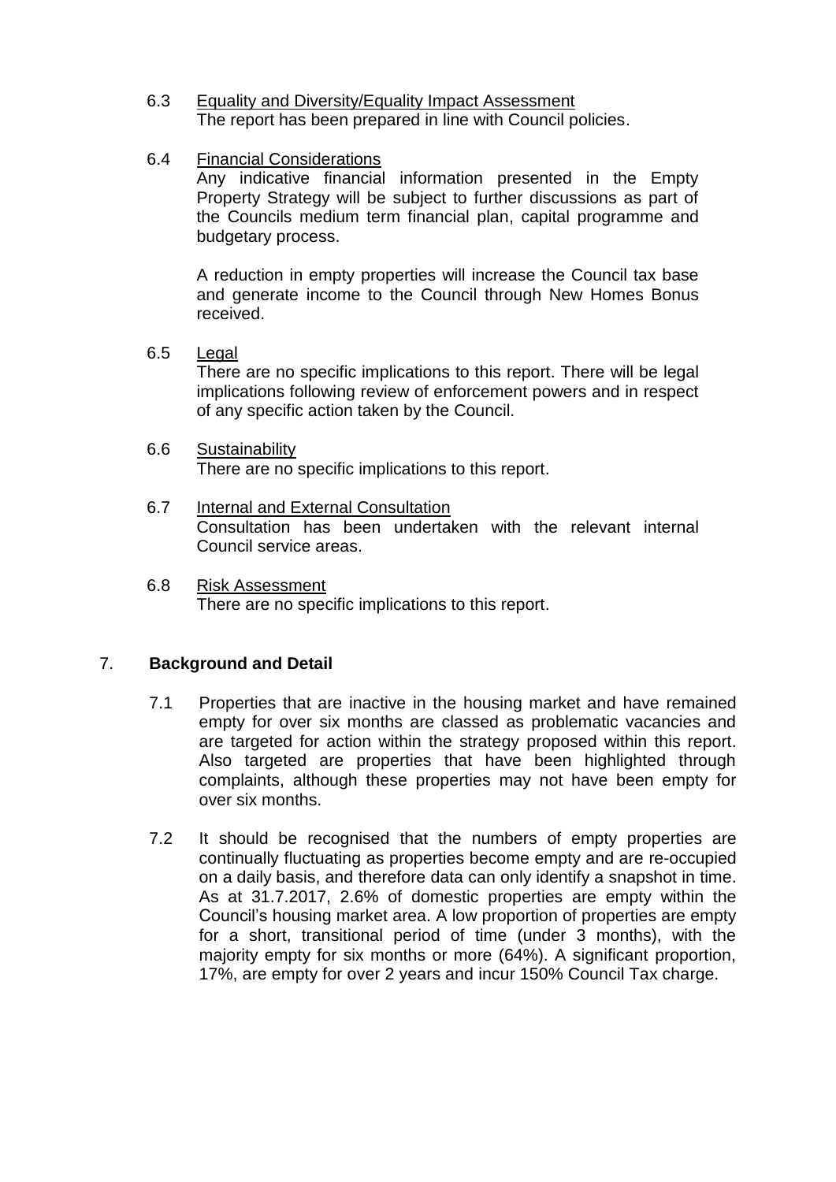6.3 Equality and Diversity/Equality Impact Assessment
The report has been prepared in line with Council policies.

6.4 Financial Considerations
Any indicative financial information presented in the Empty Property Strategy will be subject to further discussions as part of the Councils medium term financial plan, capital programme and budgetary process.

A reduction in empty properties will increase the Council tax base and generate income to the Council through New Homes Bonus received.

6.5 Legal
There are no specific implications to this report. There will be legal implications following review of enforcement powers and in respect of any specific action taken by the Council.

6.6 Sustainability
There are no specific implications to this report.

6.7 Internal and External Consultation
Consultation has been undertaken with the relevant internal Council service areas.

6.8 Risk Assessment
There are no specific implications to this report.

## 7. Background and Detail

7.1 Properties that are inactive in the housing market and have remained empty for over six months are classed as problematic vacancies and are targeted for action within the strategy proposed within this report. Also targeted are properties that have been highlighted through complaints, although these properties may not have been empty for over six months.

7.2 It should be recognised that the numbers of empty properties are continually fluctuating as properties become empty and are re-occupied on a daily basis, and therefore data can only identify a snapshot in time. As at 31.7.2017, 2.6% of domestic properties are empty within the Council's housing market area. A low proportion of properties are empty for a short, transitional period of time (under 3 months), with the majority empty for six months or more (64%). A significant proportion, 17%, are empty for over 2 years and incur 150% Council Tax charge.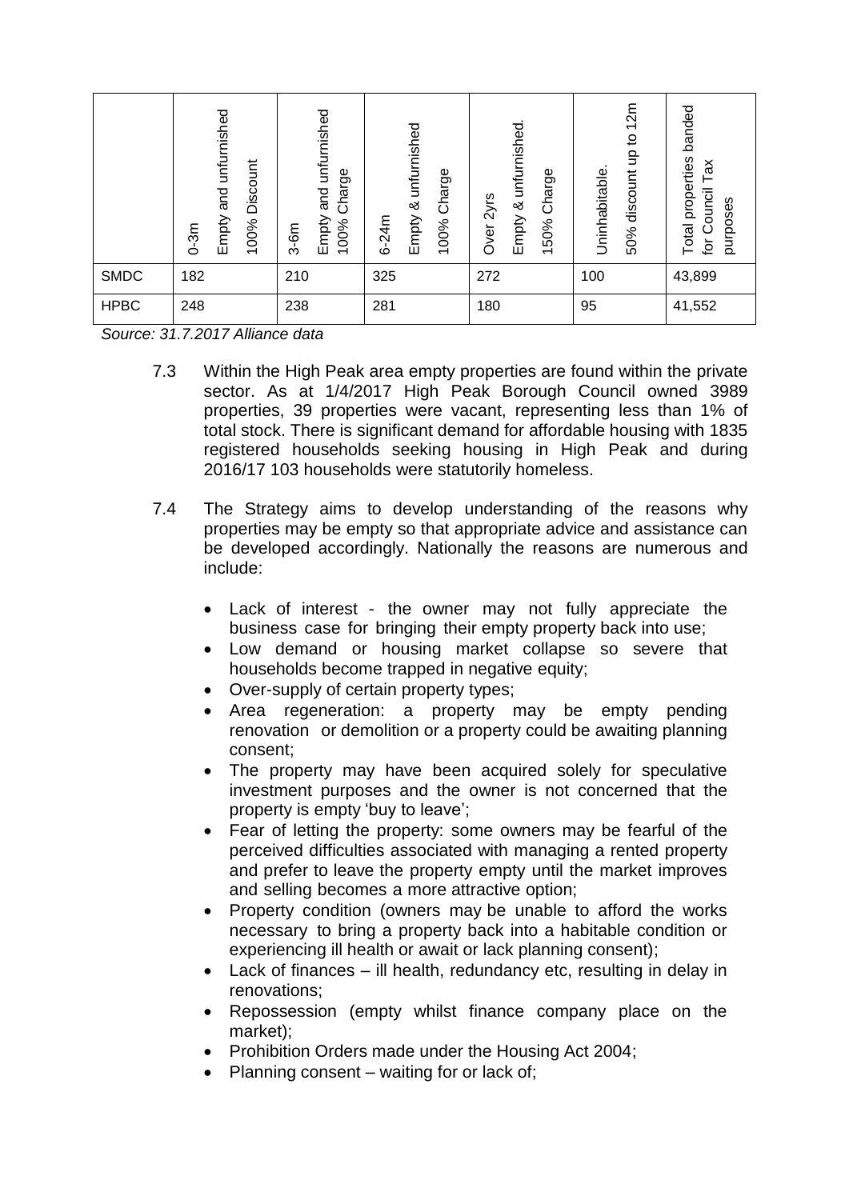| | 0-3m Empty and unfurnished 100% Discount | 3-6m Empty and unfurnished 100% Charge | 6-24m Empty & unfurnished 100% Charge | Over 2yrs Empty & unfurnished. 150% Charge | Uninhabitable. 50% discount up to 12m | Total properties banded for Council Tax purposes |
|---|---|---|---|---|---|---|
| SMDC | 182 | 210 | 325 | 272 | 100 | 43,899 |
| HPBC | 248 | 238 | 281 | 180 | 95 | 41,552 |

*Source: 31.7.2017 Alliance data*

7.3 Within the High Peak area empty properties are found within the private sector. As at 1/4/2017 High Peak Borough Council owned 3989 properties, 39 properties were vacant, representing less than 1% of total stock. There is significant demand for affordable housing with 1835 registered households seeking housing in High Peak and during 2016/17 103 households were statutorily homeless.

7.4 The Strategy aims to develop understanding of the reasons why properties may be empty so that appropriate advice and assistance can be developed accordingly. Nationally the reasons are numerous and include:

- Lack of interest - the owner may not fully appreciate the business case for bringing their empty property back into use;
- Low demand or housing market collapse so severe that households become trapped in negative equity;
- Over-supply of certain property types;
- Area regeneration: a property may be empty pending renovation or demolition or a property could be awaiting planning consent;
- The property may have been acquired solely for speculative investment purposes and the owner is not concerned that the property is empty 'buy to leave';
- Fear of letting the property: some owners may be fearful of the perceived difficulties associated with managing a rented property and prefer to leave the property empty until the market improves and selling becomes a more attractive option;
- Property condition (owners may be unable to afford the works necessary to bring a property back into a habitable condition or experiencing ill health or await or lack planning consent);
- Lack of finances – ill health, redundancy etc, resulting in delay in renovations;
- Repossession (empty whilst finance company place on the market);
- Prohibition Orders made under the Housing Act 2004;
- Planning consent – waiting for or lack of;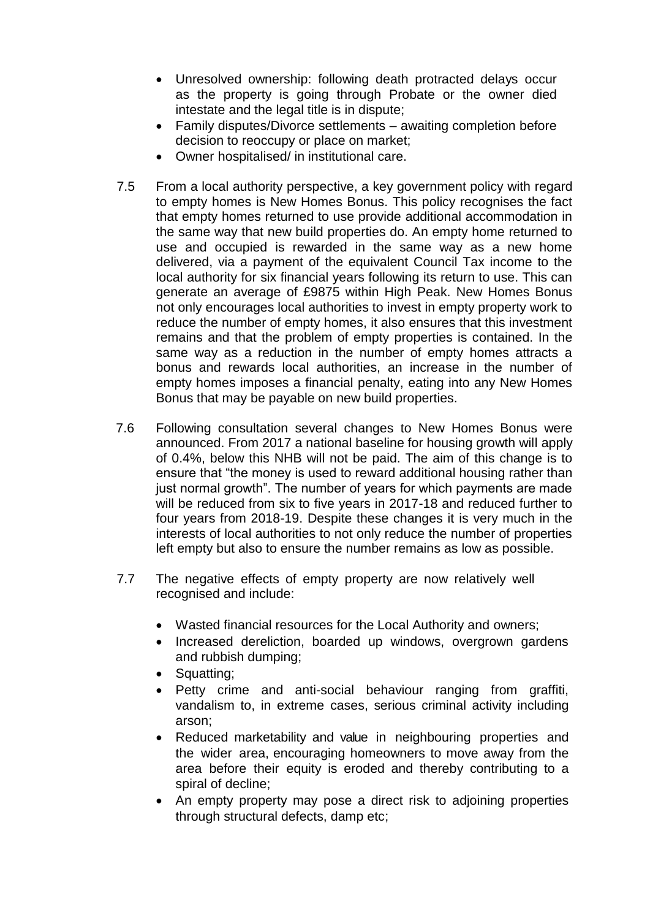- Unresolved ownership: following death protracted delays occur as the property is going through Probate or the owner died intestate and the legal title is in dispute;
- Family disputes/Divorce settlements – awaiting completion before decision to reoccupy or place on market;
- Owner hospitalised/ in institutional care.

7.5 From a local authority perspective, a key government policy with regard to empty homes is New Homes Bonus. This policy recognises the fact that empty homes returned to use provide additional accommodation in the same way that new build properties do. An empty home returned to use and occupied is rewarded in the same way as a new home delivered, via a payment of the equivalent Council Tax income to the local authority for six financial years following its return to use. This can generate an average of £9875 within High Peak. New Homes Bonus not only encourages local authorities to invest in empty property work to reduce the number of empty homes, it also ensures that this investment remains and that the problem of empty properties is contained. In the same way as a reduction in the number of empty homes attracts a bonus and rewards local authorities, an increase in the number of empty homes imposes a financial penalty, eating into any New Homes Bonus that may be payable on new build properties.

7.6 Following consultation several changes to New Homes Bonus were announced. From 2017 a national baseline for housing growth will apply of 0.4%, below this NHB will not be paid. The aim of this change is to ensure that "the money is used to reward additional housing rather than just normal growth". The number of years for which payments are made will be reduced from six to five years in 2017-18 and reduced further to four years from 2018-19. Despite these changes it is very much in the interests of local authorities to not only reduce the number of properties left empty but also to ensure the number remains as low as possible.

7.7 The negative effects of empty property are now relatively well recognised and include:

- Wasted financial resources for the Local Authority and owners;
- Increased dereliction, boarded up windows, overgrown gardens and rubbish dumping;
- Squatting;
- Petty crime and anti-social behaviour ranging from graffiti, vandalism to, in extreme cases, serious criminal activity including arson;
- Reduced marketability and value in neighbouring properties and the wider area, encouraging homeowners to move away from the area before their equity is eroded and thereby contributing to a spiral of decline;
- An empty property may pose a direct risk to adjoining properties through structural defects, damp etc;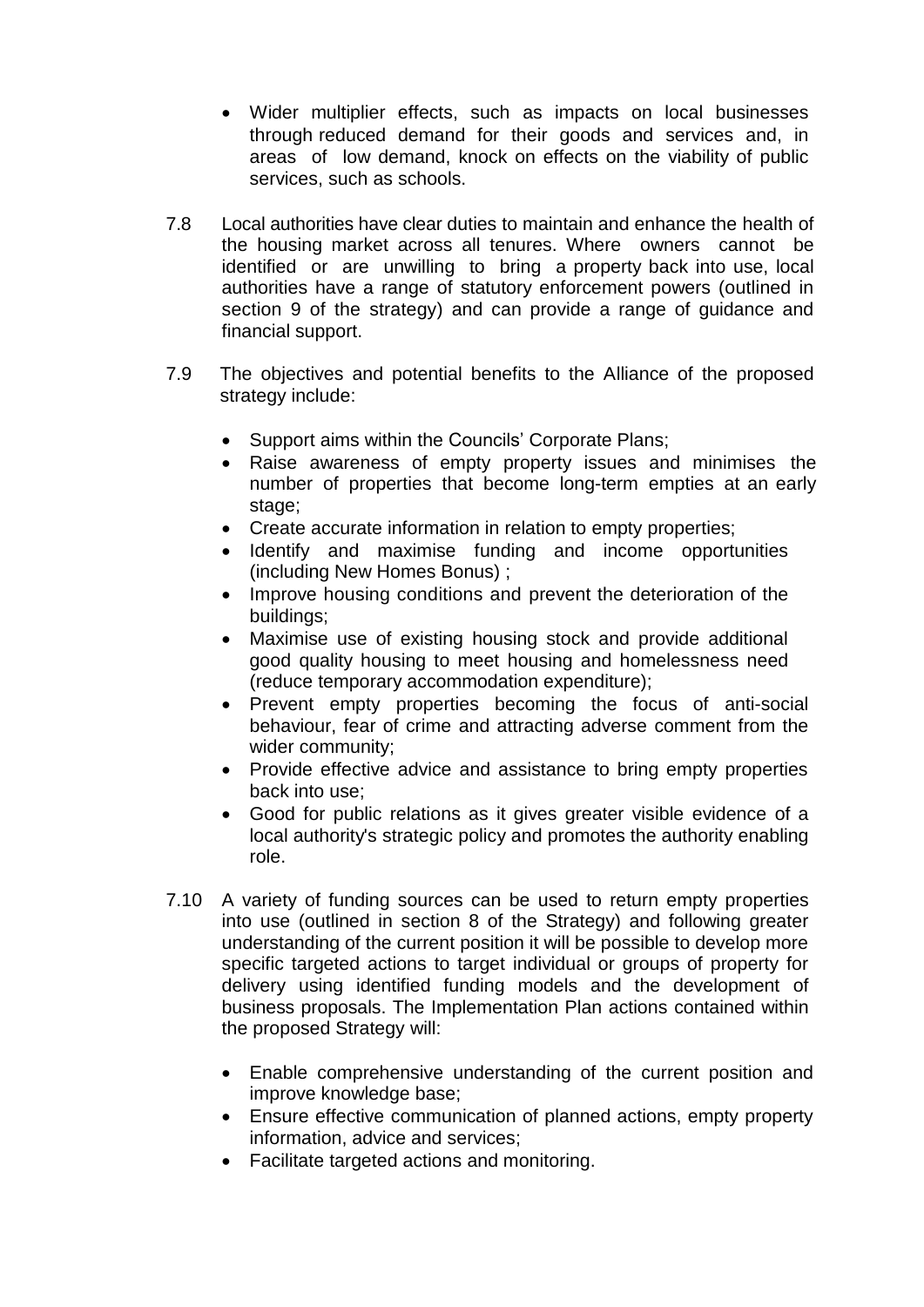- Wider multiplier effects, such as impacts on local businesses through reduced demand for their goods and services and, in areas of low demand, knock on effects on the viability of public services, such as schools.

7.8 Local authorities have clear duties to maintain and enhance the health of the housing market across all tenures. Where owners cannot be identified or are unwilling to bring a property back into use, local authorities have a range of statutory enforcement powers (outlined in section 9 of the strategy) and can provide a range of guidance and financial support.

7.9 The objectives and potential benefits to the Alliance of the proposed strategy include:

- Support aims within the Councils' Corporate Plans;
- Raise awareness of empty property issues and minimises the number of properties that become long-term empties at an early stage;
- Create accurate information in relation to empty properties;
- Identify and maximise funding and income opportunities (including New Homes Bonus) ;
- Improve housing conditions and prevent the deterioration of the buildings;
- Maximise use of existing housing stock and provide additional good quality housing to meet housing and homelessness need (reduce temporary accommodation expenditure);
- Prevent empty properties becoming the focus of anti-social behaviour, fear of crime and attracting adverse comment from the wider community;
- Provide effective advice and assistance to bring empty properties back into use;
- Good for public relations as it gives greater visible evidence of a local authority's strategic policy and promotes the authority enabling role.

7.10 A variety of funding sources can be used to return empty properties into use (outlined in section 8 of the Strategy) and following greater understanding of the current position it will be possible to develop more specific targeted actions to target individual or groups of property for delivery using identified funding models and the development of business proposals. The Implementation Plan actions contained within the proposed Strategy will:

- Enable comprehensive understanding of the current position and improve knowledge base;
- Ensure effective communication of planned actions, empty property information, advice and services;
- Facilitate targeted actions and monitoring.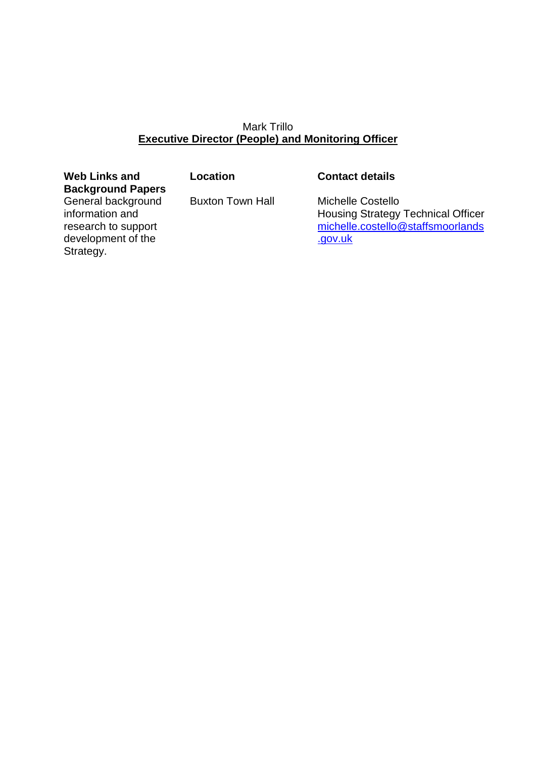Mark Trillo
**Executive Director (People) and Monitoring Officer**

| **Web Links and Background Papers** | **Location** | **Contact details** |
| --- | --- | --- |
| General background information and research to support development of the Strategy. | Buxton Town Hall | Michelle Costello<br>Housing Strategy Technical Officer<br>michelle.costello@staffsmoorlands.gov.uk |